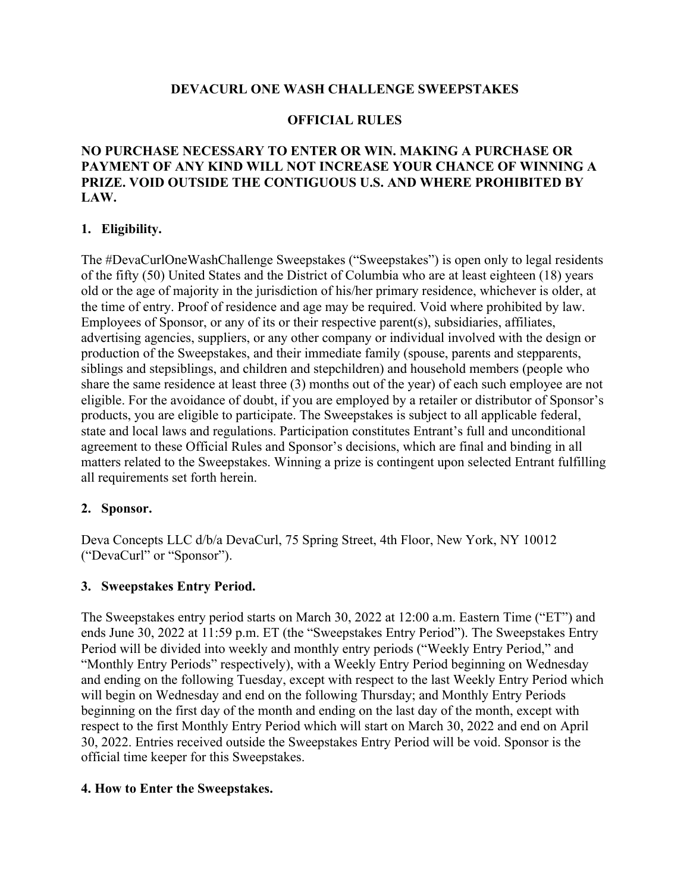# DEVACURL ONE WASH CHALLENGE SWEEPSTAKES

## OFFICIAL RULES

**NO PURCHASE NECESSARY TO ENTER OR WIN. MAKING A PURCHASE OR PAYMENT OF ANY KIND WILL NOT INCREASE YOUR CHANCE OF WINNING A PRIZE. VOID OUTSIDE THE CONTIGUOUS U.S. AND WHERE PROHIBITED BY LAW.**

### 1. Eligibility.

The #DevaCurlOneWashChallenge Sweepstakes ("Sweepstakes") is open only to legal residents of the fifty (50) United States and the District of Columbia who are at least eighteen (18) years old or the age of majority in the jurisdiction of his/her primary residence, whichever is older, at the time of entry. Proof of residence and age may be required. Void where prohibited by law. Employees of Sponsor, or any of its or their respective parent(s), subsidiaries, affiliates, advertising agencies, suppliers, or any other company or individual involved with the design or production of the Sweepstakes, and their immediate family (spouse, parents and stepparents, siblings and stepsiblings, and children and stepchildren) and household members (people who share the same residence at least three (3) months out of the year) of each such employee are not eligible. For the avoidance of doubt, if you are employed by a retailer or distributor of Sponsor's products, you are eligible to participate. The Sweepstakes is subject to all applicable federal, state and local laws and regulations. Participation constitutes Entrant's full and unconditional agreement to these Official Rules and Sponsor's decisions, which are final and binding in all matters related to the Sweepstakes. Winning a prize is contingent upon selected Entrant fulfilling all requirements set forth herein.

### 2. Sponsor.

Deva Concepts LLC d/b/a DevaCurl, 75 Spring Street, 4th Floor, New York, NY 10012 ("DevaCurl" or "Sponsor").

### 3. Sweepstakes Entry Period.

The Sweepstakes entry period starts on March 30, 2022 at 12:00 a.m. Eastern Time ("ET") and ends June 30, 2022 at 11:59 p.m. ET (the "Sweepstakes Entry Period"). The Sweepstakes Entry Period will be divided into weekly and monthly entry periods ("Weekly Entry Period," and "Monthly Entry Periods" respectively), with a Weekly Entry Period beginning on Wednesday and ending on the following Tuesday, except with respect to the last Weekly Entry Period which will begin on Wednesday and end on the following Thursday; and Monthly Entry Periods beginning on the first day of the month and ending on the last day of the month, except with respect to the first Monthly Entry Period which will start on March 30, 2022 and end on April 30, 2022. Entries received outside the Sweepstakes Entry Period will be void. Sponsor is the official time keeper for this Sweepstakes.

### 4. How to Enter the Sweepstakes.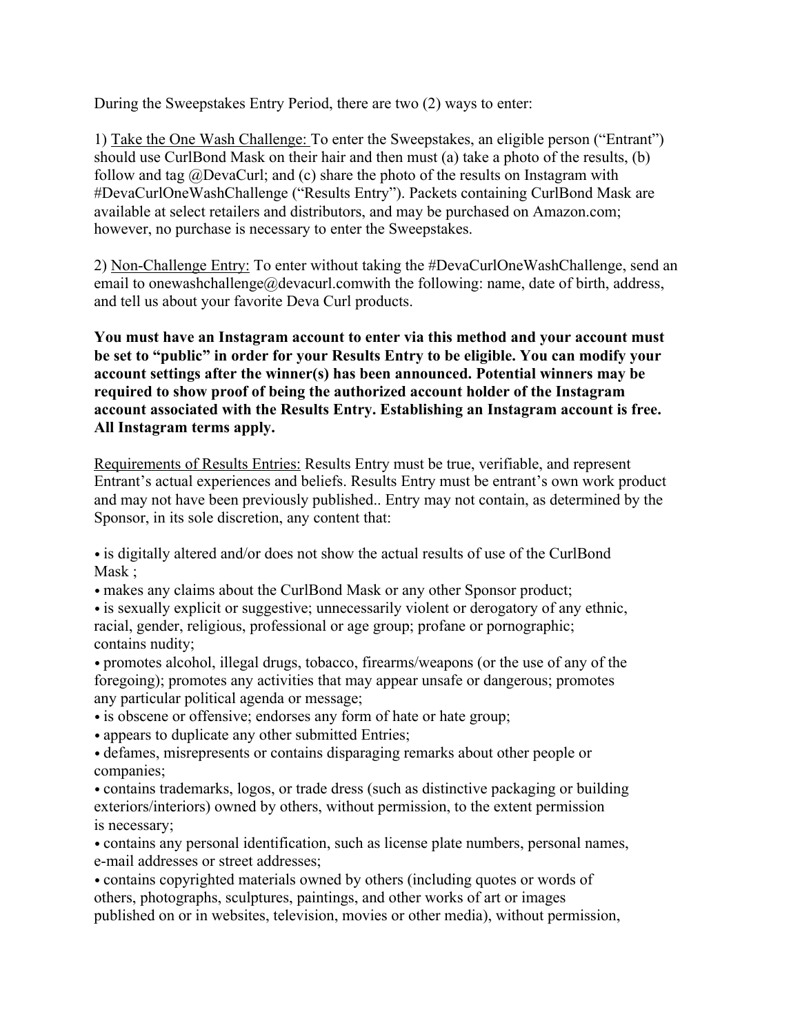During the Sweepstakes Entry Period, there are two (2) ways to enter:

1) Take the One Wash Challenge: To enter the Sweepstakes, an eligible person ("Entrant") should use CurlBond Mask on their hair and then must (a) take a photo of the results, (b) follow and tag @DevaCurl; and (c) share the photo of the results on Instagram with #DevaCurlOneWashChallenge ("Results Entry"). Packets containing CurlBond Mask are available at select retailers and distributors, and may be purchased on Amazon.com; however, no purchase is necessary to enter the Sweepstakes.

2) Non-Challenge Entry: To enter without taking the #DevaCurlOneWashChallenge, send an email to onewashchallenge@devacurl.comwith the following: name, date of birth, address, and tell us about your favorite Deva Curl products.

**You must have an Instagram account to enter via this method and your account must be set to "public" in order for your Results Entry to be eligible. You can modify your account settings after the winner(s) has been announced. Potential winners may be required to show proof of being the authorized account holder of the Instagram account associated with the Results Entry. Establishing an Instagram account is free. All Instagram terms apply.**

Requirements of Results Entries: Results Entry must be true, verifiable, and represent Entrant's actual experiences and beliefs. Results Entry must be entrant's own work product and may not have been previously published.. Entry may not contain, as determined by the Sponsor, in its sole discretion, any content that:

- is digitally altered and/or does not show the actual results of use of the CurlBond Mask ;
- makes any claims about the CurlBond Mask or any other Sponsor product;
- is sexually explicit or suggestive; unnecessarily violent or derogatory of any ethnic, racial, gender, religious, professional or age group; profane or pornographic; contains nudity;
- promotes alcohol, illegal drugs, tobacco, firearms/weapons (or the use of any of the foregoing); promotes any activities that may appear unsafe or dangerous; promotes any particular political agenda or message;
- is obscene or offensive; endorses any form of hate or hate group;
- appears to duplicate any other submitted Entries;
- defames, misrepresents or contains disparaging remarks about other people or companies;
- contains trademarks, logos, or trade dress (such as distinctive packaging or building exteriors/interiors) owned by others, without permission, to the extent permission is necessary;
- contains any personal identification, such as license plate numbers, personal names, e-mail addresses or street addresses;
- contains copyrighted materials owned by others (including quotes or words of others, photographs, sculptures, paintings, and other works of art or images published on or in websites, television, movies or other media), without permission,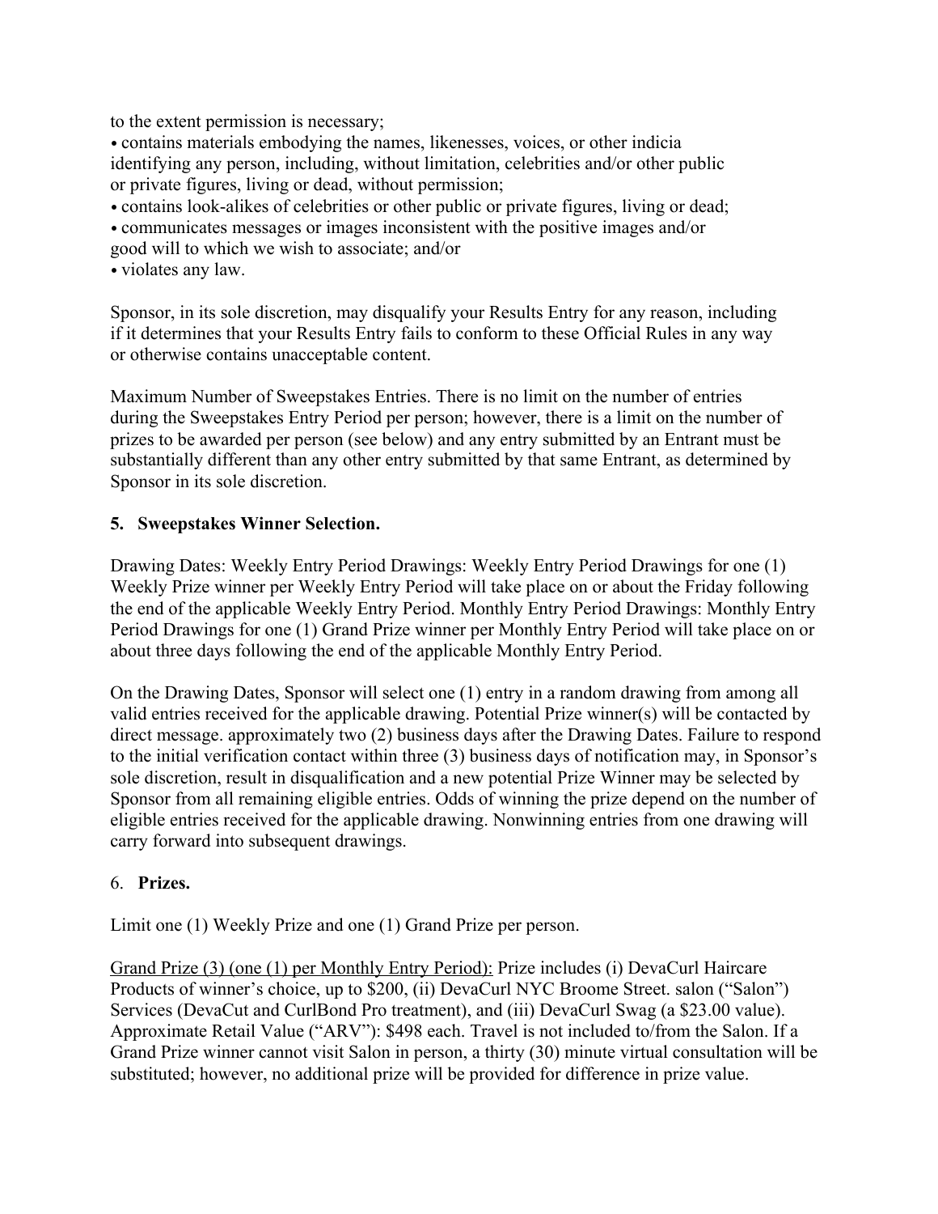to the extent permission is necessary;

- contains materials embodying the names, likenesses, voices, or other indicia identifying any person, including, without limitation, celebrities and/or other public or private figures, living or dead, without permission;
- contains look-alikes of celebrities or other public or private figures, living or dead;
- communicates messages or images inconsistent with the positive images and/or good will to which we wish to associate; and/or
- violates any law.

Sponsor, in its sole discretion, may disqualify your Results Entry for any reason, including if it determines that your Results Entry fails to conform to these Official Rules in any way or otherwise contains unacceptable content.

Maximum Number of Sweepstakes Entries. There is no limit on the number of entries during the Sweepstakes Entry Period per person; however, there is a limit on the number of prizes to be awarded per person (see below) and any entry submitted by an Entrant must be substantially different than any other entry submitted by that same Entrant, as determined by Sponsor in its sole discretion.

**5. Sweepstakes Winner Selection.**

Drawing Dates: Weekly Entry Period Drawings: Weekly Entry Period Drawings for one (1) Weekly Prize winner per Weekly Entry Period will take place on or about the Friday following the end of the applicable Weekly Entry Period. Monthly Entry Period Drawings: Monthly Entry Period Drawings for one (1) Grand Prize winner per Monthly Entry Period will take place on or about three days following the end of the applicable Monthly Entry Period.

On the Drawing Dates, Sponsor will select one (1) entry in a random drawing from among all valid entries received for the applicable drawing. Potential Prize winner(s) will be contacted by direct message. approximately two (2) business days after the Drawing Dates. Failure to respond to the initial verification contact within three (3) business days of notification may, in Sponsor's sole discretion, result in disqualification and a new potential Prize Winner may be selected by Sponsor from all remaining eligible entries. Odds of winning the prize depend on the number of eligible entries received for the applicable drawing. Nonwinning entries from one drawing will carry forward into subsequent drawings.

6. **Prizes.**

Limit one (1) Weekly Prize and one (1) Grand Prize per person.

Grand Prize (3) (one (1) per Monthly Entry Period): Prize includes (i) DevaCurl Haircare Products of winner's choice, up to $200, (ii) DevaCurl NYC Broome Street. salon ("Salon") Services (DevaCut and CurlBond Pro treatment), and (iii) DevaCurl Swag (a $23.00 value). Approximate Retail Value ("ARV"): $498 each. Travel is not included to/from the Salon. If a Grand Prize winner cannot visit Salon in person, a thirty (30) minute virtual consultation will be substituted; however, no additional prize will be provided for difference in prize value.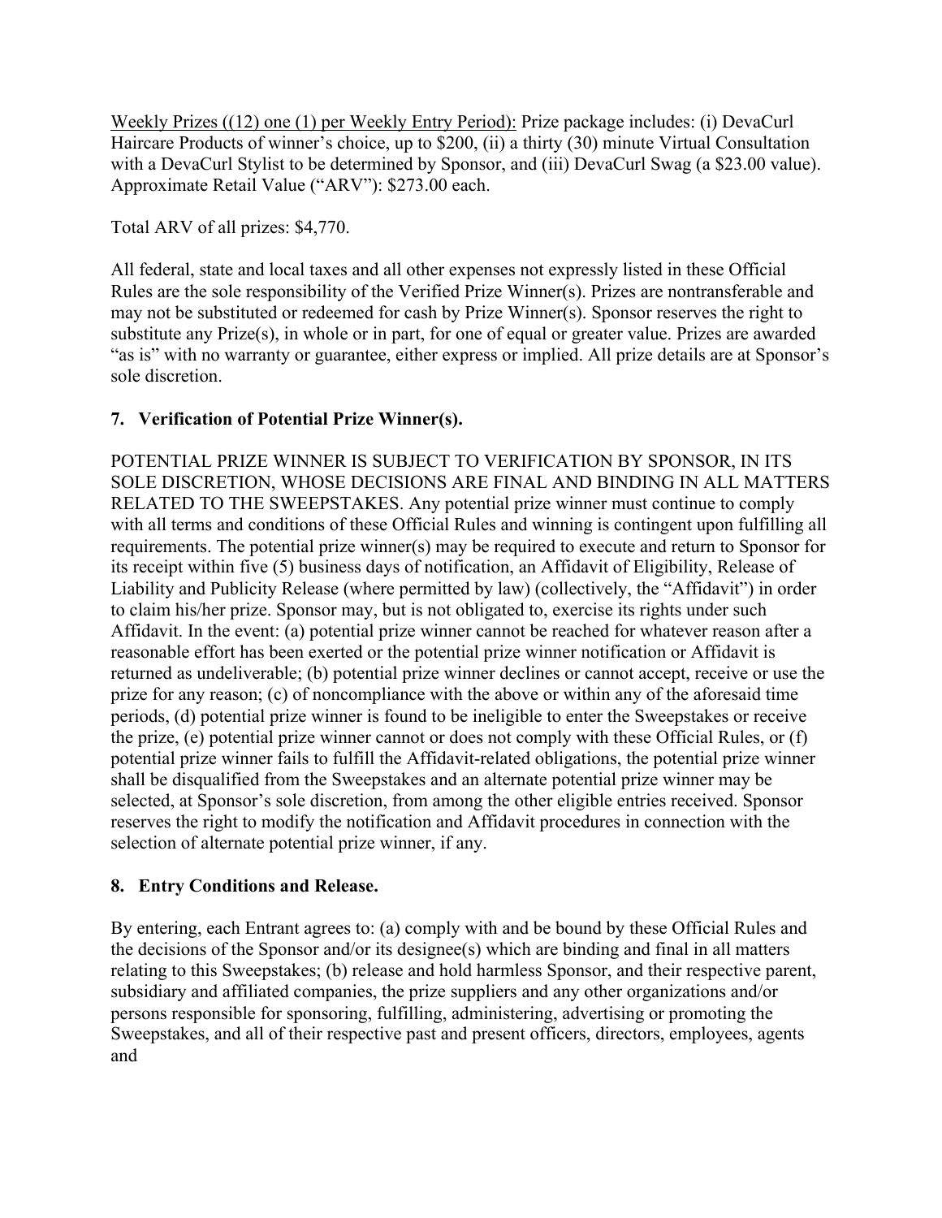Weekly Prizes ((12) one (1) per Weekly Entry Period): Prize package includes: (i) DevaCurl Haircare Products of winner's choice, up to $200, (ii) a thirty (30) minute Virtual Consultation with a DevaCurl Stylist to be determined by Sponsor, and (iii) DevaCurl Swag (a $23.00 value). Approximate Retail Value ("ARV"): $273.00 each.

Total ARV of all prizes: $4,770.

All federal, state and local taxes and all other expenses not expressly listed in these Official Rules are the sole responsibility of the Verified Prize Winner(s). Prizes are nontransferable and may not be substituted or redeemed for cash by Prize Winner(s). Sponsor reserves the right to substitute any Prize(s), in whole or in part, for one of equal or greater value. Prizes are awarded "as is" with no warranty or guarantee, either express or implied. All prize details are at Sponsor's sole discretion.

## 7. Verification of Potential Prize Winner(s).

POTENTIAL PRIZE WINNER IS SUBJECT TO VERIFICATION BY SPONSOR, IN ITS SOLE DISCRETION, WHOSE DECISIONS ARE FINAL AND BINDING IN ALL MATTERS RELATED TO THE SWEEPSTAKES. Any potential prize winner must continue to comply with all terms and conditions of these Official Rules and winning is contingent upon fulfilling all requirements. The potential prize winner(s) may be required to execute and return to Sponsor for its receipt within five (5) business days of notification, an Affidavit of Eligibility, Release of Liability and Publicity Release (where permitted by law) (collectively, the "Affidavit") in order to claim his/her prize. Sponsor may, but is not obligated to, exercise its rights under such Affidavit. In the event: (a) potential prize winner cannot be reached for whatever reason after a reasonable effort has been exerted or the potential prize winner notification or Affidavit is returned as undeliverable; (b) potential prize winner declines or cannot accept, receive or use the prize for any reason; (c) of noncompliance with the above or within any of the aforesaid time periods, (d) potential prize winner is found to be ineligible to enter the Sweepstakes or receive the prize, (e) potential prize winner cannot or does not comply with these Official Rules, or (f) potential prize winner fails to fulfill the Affidavit-related obligations, the potential prize winner shall be disqualified from the Sweepstakes and an alternate potential prize winner may be selected, at Sponsor's sole discretion, from among the other eligible entries received. Sponsor reserves the right to modify the notification and Affidavit procedures in connection with the selection of alternate potential prize winner, if any.

## 8. Entry Conditions and Release.

By entering, each Entrant agrees to: (a) comply with and be bound by these Official Rules and the decisions of the Sponsor and/or its designee(s) which are binding and final in all matters relating to this Sweepstakes; (b) release and hold harmless Sponsor, and their respective parent, subsidiary and affiliated companies, the prize suppliers and any other organizations and/or persons responsible for sponsoring, fulfilling, administering, advertising or promoting the Sweepstakes, and all of their respective past and present officers, directors, employees, agents and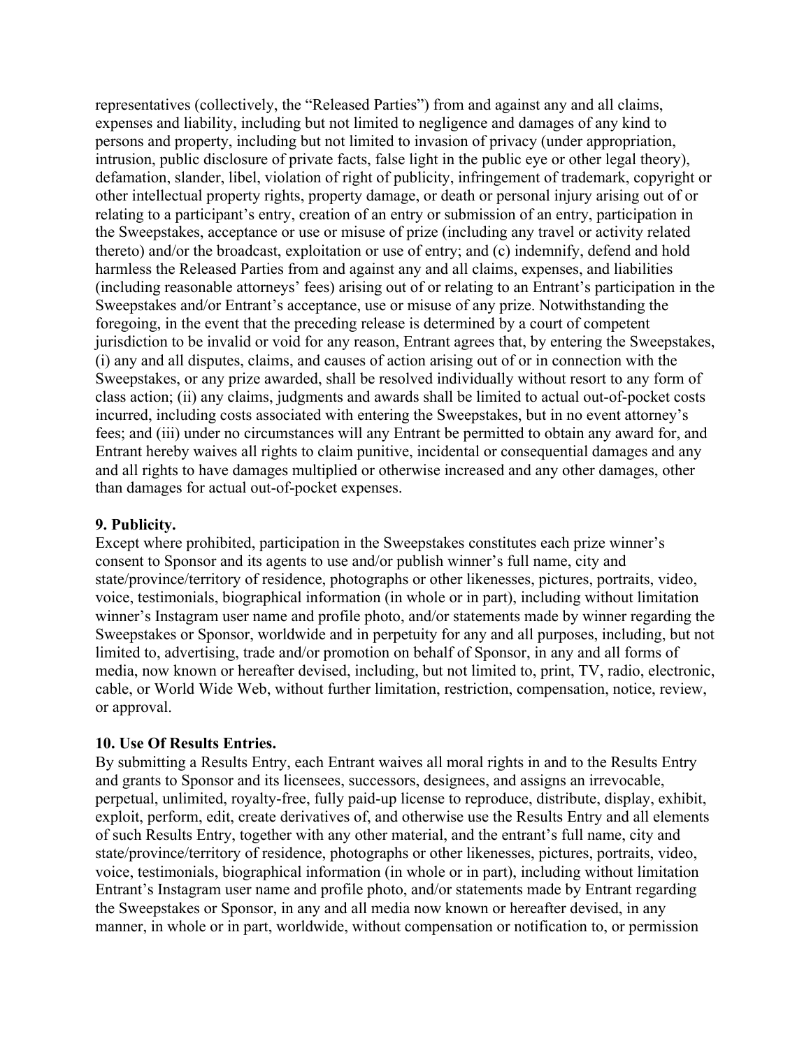representatives (collectively, the "Released Parties") from and against any and all claims, expenses and liability, including but not limited to negligence and damages of any kind to persons and property, including but not limited to invasion of privacy (under appropriation, intrusion, public disclosure of private facts, false light in the public eye or other legal theory), defamation, slander, libel, violation of right of publicity, infringement of trademark, copyright or other intellectual property rights, property damage, or death or personal injury arising out of or relating to a participant's entry, creation of an entry or submission of an entry, participation in the Sweepstakes, acceptance or use or misuse of prize (including any travel or activity related thereto) and/or the broadcast, exploitation or use of entry; and (c) indemnify, defend and hold harmless the Released Parties from and against any and all claims, expenses, and liabilities (including reasonable attorneys' fees) arising out of or relating to an Entrant's participation in the Sweepstakes and/or Entrant's acceptance, use or misuse of any prize. Notwithstanding the foregoing, in the event that the preceding release is determined by a court of competent jurisdiction to be invalid or void for any reason, Entrant agrees that, by entering the Sweepstakes, (i) any and all disputes, claims, and causes of action arising out of or in connection with the Sweepstakes, or any prize awarded, shall be resolved individually without resort to any form of class action; (ii) any claims, judgments and awards shall be limited to actual out-of-pocket costs incurred, including costs associated with entering the Sweepstakes, but in no event attorney's fees; and (iii) under no circumstances will any Entrant be permitted to obtain any award for, and Entrant hereby waives all rights to claim punitive, incidental or consequential damages and any and all rights to have damages multiplied or otherwise increased and any other damages, other than damages for actual out-of-pocket expenses.

**9. Publicity.**

Except where prohibited, participation in the Sweepstakes constitutes each prize winner's consent to Sponsor and its agents to use and/or publish winner's full name, city and state/province/territory of residence, photographs or other likenesses, pictures, portraits, video, voice, testimonials, biographical information (in whole or in part), including without limitation winner's Instagram user name and profile photo, and/or statements made by winner regarding the Sweepstakes or Sponsor, worldwide and in perpetuity for any and all purposes, including, but not limited to, advertising, trade and/or promotion on behalf of Sponsor, in any and all forms of media, now known or hereafter devised, including, but not limited to, print, TV, radio, electronic, cable, or World Wide Web, without further limitation, restriction, compensation, notice, review, or approval.

**10. Use Of Results Entries.**

By submitting a Results Entry, each Entrant waives all moral rights in and to the Results Entry and grants to Sponsor and its licensees, successors, designees, and assigns an irrevocable, perpetual, unlimited, royalty-free, fully paid-up license to reproduce, distribute, display, exhibit, exploit, perform, edit, create derivatives of, and otherwise use the Results Entry and all elements of such Results Entry, together with any other material, and the entrant's full name, city and state/province/territory of residence, photographs or other likenesses, pictures, portraits, video, voice, testimonials, biographical information (in whole or in part), including without limitation Entrant's Instagram user name and profile photo, and/or statements made by Entrant regarding the Sweepstakes or Sponsor, in any and all media now known or hereafter devised, in any manner, in whole or in part, worldwide, without compensation or notification to, or permission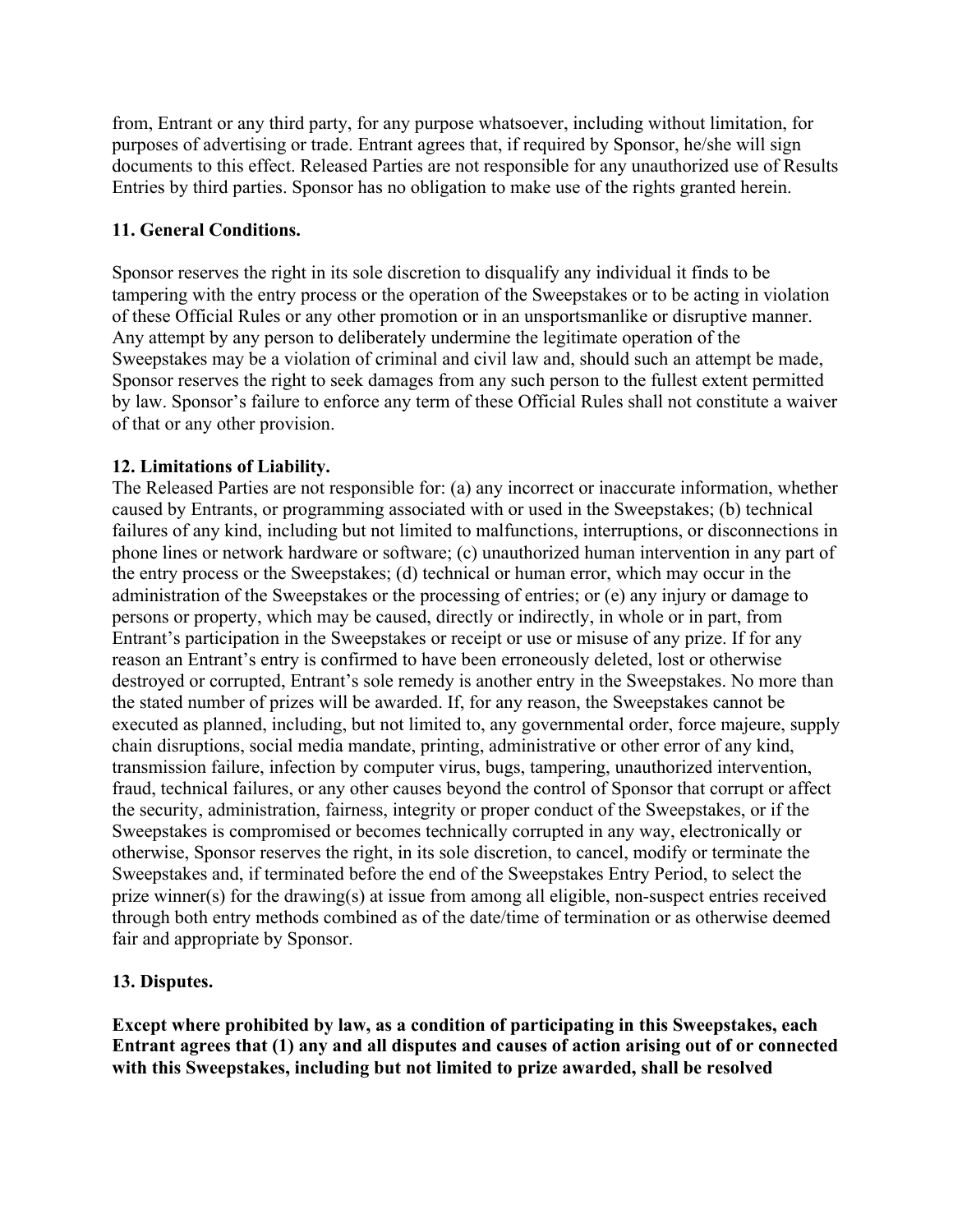from, Entrant or any third party, for any purpose whatsoever, including without limitation, for purposes of advertising or trade. Entrant agrees that, if required by Sponsor, he/she will sign documents to this effect. Released Parties are not responsible for any unauthorized use of Results Entries by third parties. Sponsor has no obligation to make use of the rights granted herein.

**11. General Conditions.**

Sponsor reserves the right in its sole discretion to disqualify any individual it finds to be tampering with the entry process or the operation of the Sweepstakes or to be acting in violation of these Official Rules or any other promotion or in an unsportsmanlike or disruptive manner. Any attempt by any person to deliberately undermine the legitimate operation of the Sweepstakes may be a violation of criminal and civil law and, should such an attempt be made, Sponsor reserves the right to seek damages from any such person to the fullest extent permitted by law. Sponsor's failure to enforce any term of these Official Rules shall not constitute a waiver of that or any other provision.

**12. Limitations of Liability.**

The Released Parties are not responsible for: (a) any incorrect or inaccurate information, whether caused by Entrants, or programming associated with or used in the Sweepstakes; (b) technical failures of any kind, including but not limited to malfunctions, interruptions, or disconnections in phone lines or network hardware or software; (c) unauthorized human intervention in any part of the entry process or the Sweepstakes; (d) technical or human error, which may occur in the administration of the Sweepstakes or the processing of entries; or (e) any injury or damage to persons or property, which may be caused, directly or indirectly, in whole or in part, from Entrant's participation in the Sweepstakes or receipt or use or misuse of any prize. If for any reason an Entrant's entry is confirmed to have been erroneously deleted, lost or otherwise destroyed or corrupted, Entrant's sole remedy is another entry in the Sweepstakes. No more than the stated number of prizes will be awarded. If, for any reason, the Sweepstakes cannot be executed as planned, including, but not limited to, any governmental order, force majeure, supply chain disruptions, social media mandate, printing, administrative or other error of any kind, transmission failure, infection by computer virus, bugs, tampering, unauthorized intervention, fraud, technical failures, or any other causes beyond the control of Sponsor that corrupt or affect the security, administration, fairness, integrity or proper conduct of the Sweepstakes, or if the Sweepstakes is compromised or becomes technically corrupted in any way, electronically or otherwise, Sponsor reserves the right, in its sole discretion, to cancel, modify or terminate the Sweepstakes and, if terminated before the end of the Sweepstakes Entry Period, to select the prize winner(s) for the drawing(s) at issue from among all eligible, non-suspect entries received through both entry methods combined as of the date/time of termination or as otherwise deemed fair and appropriate by Sponsor.

**13. Disputes.**

**Except where prohibited by law, as a condition of participating in this Sweepstakes, each Entrant agrees that (1) any and all disputes and causes of action arising out of or connected with this Sweepstakes, including but not limited to prize awarded, shall be resolved**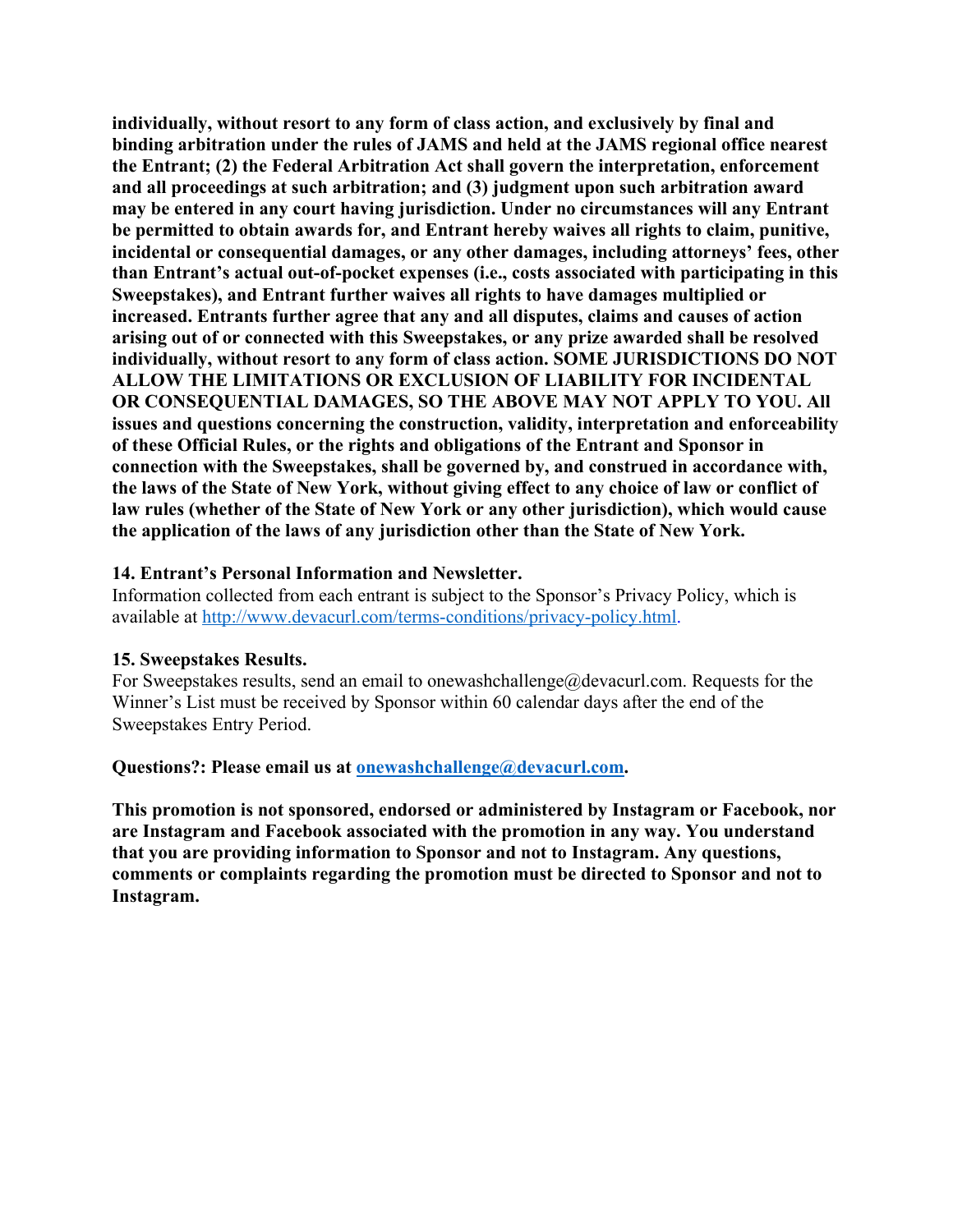**individually, without resort to any form of class action, and exclusively by final and binding arbitration under the rules of JAMS and held at the JAMS regional office nearest the Entrant; (2) the Federal Arbitration Act shall govern the interpretation, enforcement and all proceedings at such arbitration; and (3) judgment upon such arbitration award may be entered in any court having jurisdiction. Under no circumstances will any Entrant be permitted to obtain awards for, and Entrant hereby waives all rights to claim, punitive, incidental or consequential damages, or any other damages, including attorneys' fees, other than Entrant's actual out-of-pocket expenses (i.e., costs associated with participating in this Sweepstakes), and Entrant further waives all rights to have damages multiplied or increased. Entrants further agree that any and all disputes, claims and causes of action arising out of or connected with this Sweepstakes, or any prize awarded shall be resolved individually, without resort to any form of class action. SOME JURISDICTIONS DO NOT ALLOW THE LIMITATIONS OR EXCLUSION OF LIABILITY FOR INCIDENTAL OR CONSEQUENTIAL DAMAGES, SO THE ABOVE MAY NOT APPLY TO YOU. All issues and questions concerning the construction, validity, interpretation and enforceability of these Official Rules, or the rights and obligations of the Entrant and Sponsor in connection with the Sweepstakes, shall be governed by, and construed in accordance with, the laws of the State of New York, without giving effect to any choice of law or conflict of law rules (whether of the State of New York or any other jurisdiction), which would cause the application of the laws of any jurisdiction other than the State of New York.**

**14. Entrant's Personal Information and Newsletter.**
Information collected from each entrant is subject to the Sponsor's Privacy Policy, which is available at http://www.devacurl.com/terms-conditions/privacy-policy.html.

**15. Sweepstakes Results.**
For Sweepstakes results, send an email to onewashchallenge@devacurl.com. Requests for the Winner's List must be received by Sponsor within 60 calendar days after the end of the Sweepstakes Entry Period.

**Questions?: Please email us at onewashchallenge@devacurl.com.**

**This promotion is not sponsored, endorsed or administered by Instagram or Facebook, nor are Instagram and Facebook associated with the promotion in any way. You understand that you are providing information to Sponsor and not to Instagram. Any questions, comments or complaints regarding the promotion must be directed to Sponsor and not to Instagram.**